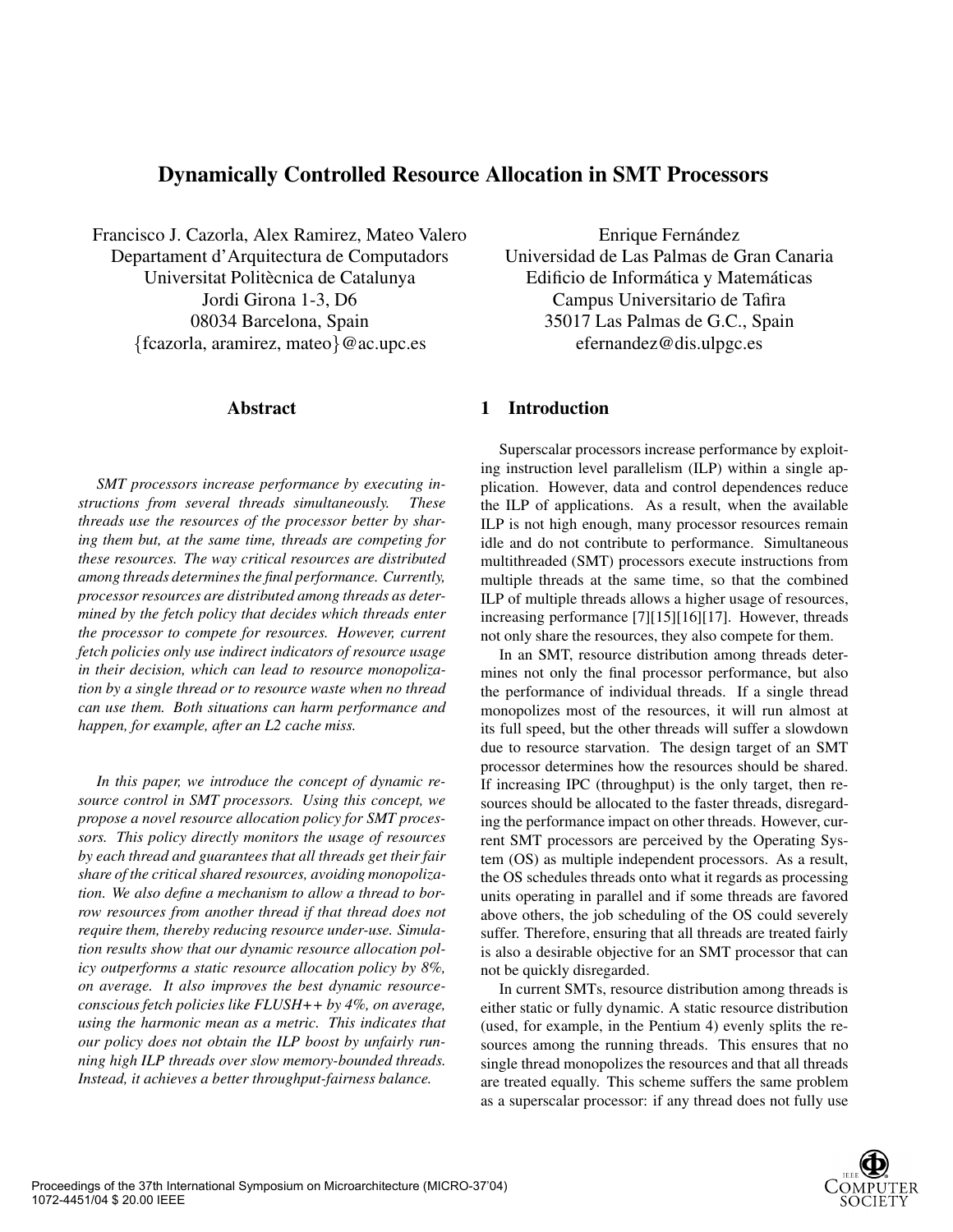# Dynamically Controlled Resource Allocation in SMT Processors

Francisco J. Cazorla, Alex Ramirez, Mateo Valero
Departament d'Arquitectura de Computadors
Universitat Politècnica de Catalunya
Jordi Girona 1-3, D6
08034 Barcelona, Spain
{fcazorla, aramirez, mateo}@ac.upc.es

Enrique Fernández
Universidad de Las Palmas de Gran Canaria
Edificio de Informática y Matemáticas
Campus Universitario de Tafira
35017 Las Palmas de G.C., Spain
efernandez@dis.ulpgc.es

## Abstract

*SMT processors increase performance by executing instructions from several threads simultaneously. These threads use the resources of the processor better by sharing them but, at the same time, threads are competing for these resources. The way critical resources are distributed among threads determines the final performance. Currently, processor resources are distributed among threads as determined by the fetch policy that decides which threads enter the processor to compete for resources. However, current fetch policies only use indirect indicators of resource usage in their decision, which can lead to resource monopolization by a single thread or to resource waste when no thread can use them. Both situations can harm performance and happen, for example, after an L2 cache miss.*

*In this paper, we introduce the concept of dynamic resource control in SMT processors. Using this concept, we propose a novel resource allocation policy for SMT processors. This policy directly monitors the usage of resources by each thread and guarantees that all threads get their fair share of the critical shared resources, avoiding monopolization. We also define a mechanism to allow a thread to borrow resources from another thread if that thread does not require them, thereby reducing resource under-use. Simulation results show that our dynamic resource allocation policy outperforms a static resource allocation policy by 8%, on average. It also improves the best dynamic resource-conscious fetch policies like FLUSH++ by 4%, on average, using the harmonic mean as a metric. This indicates that our policy does not obtain the ILP boost by unfairly running high ILP threads over slow memory-bounded threads. Instead, it achieves a better throughput-fairness balance.*

## 1 Introduction

Superscalar processors increase performance by exploiting instruction level parallelism (ILP) within a single application. However, data and control dependences reduce the ILP of applications. As a result, when the available ILP is not high enough, many processor resources remain idle and do not contribute to performance. Simultaneous multithreaded (SMT) processors execute instructions from multiple threads at the same time, so that the combined ILP of multiple threads allows a higher usage of resources, increasing performance [7][15][16][17]. However, threads not only share the resources, they also compete for them.

In an SMT, resource distribution among threads determines not only the final processor performance, but also the performance of individual threads. If a single thread monopolizes most of the resources, it will run almost at its full speed, but the other threads will suffer a slowdown due to resource starvation. The design target of an SMT processor determines how the resources should be shared. If increasing IPC (throughput) is the only target, then resources should be allocated to the faster threads, disregarding the performance impact on other threads. However, current SMT processors are perceived by the Operating System (OS) as multiple independent processors. As a result, the OS schedules threads onto what it regards as processing units operating in parallel and if some threads are favored above others, the job scheduling of the OS could severely suffer. Therefore, ensuring that all threads are treated fairly is also a desirable objective for an SMT processor that can not be quickly disregarded.

In current SMTs, resource distribution among threads is either static or fully dynamic. A static resource distribution (used, for example, in the Pentium 4) evenly splits the resources among the running threads. This ensures that no single thread monopolizes the resources and that all threads are treated equally. This scheme suffers the same problem as a superscalar processor: if any thread does not fully use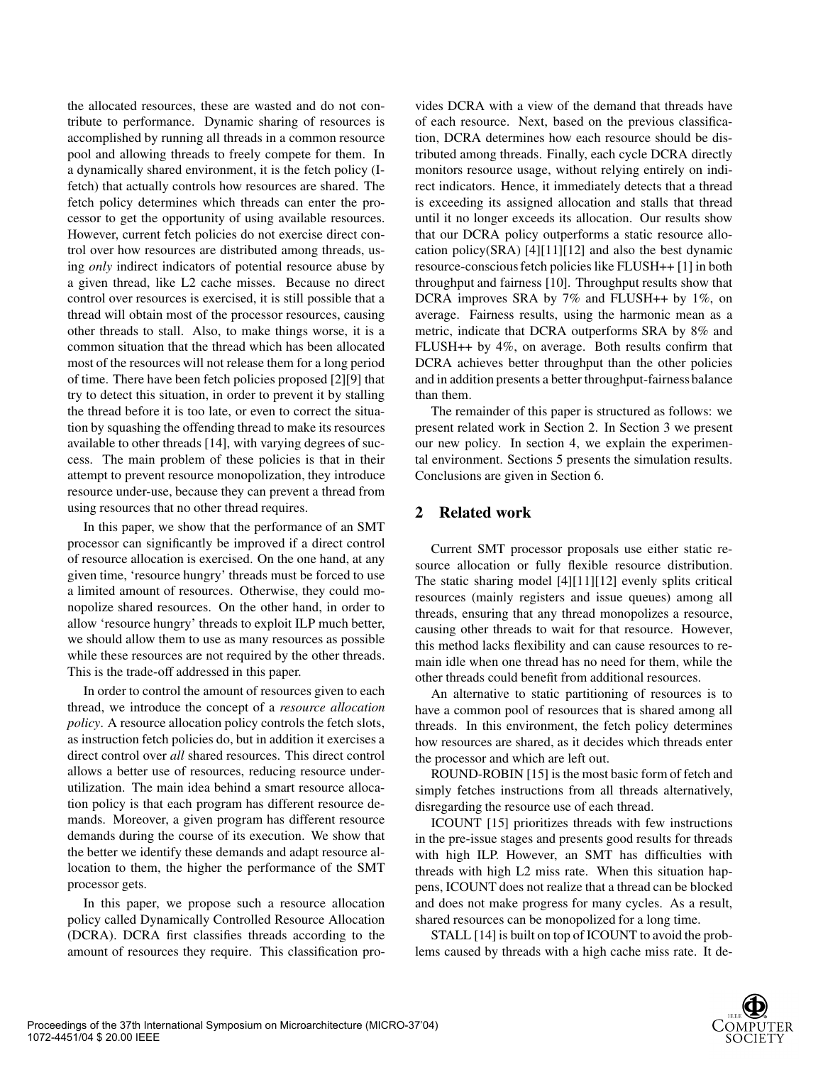the allocated resources, these are wasted and do not contribute to performance. Dynamic sharing of resources is accomplished by running all threads in a common resource pool and allowing threads to freely compete for them. In a dynamically shared environment, it is the fetch policy (I-fetch) that actually controls how resources are shared. The fetch policy determines which threads can enter the processor to get the opportunity of using available resources. However, current fetch policies do not exercise direct control over how resources are distributed among threads, using *only* indirect indicators of potential resource abuse by a given thread, like L2 cache misses. Because no direct control over resources is exercised, it is still possible that a thread will obtain most of the processor resources, causing other threads to stall. Also, to make things worse, it is a common situation that the thread which has been allocated most of the resources will not release them for a long period of time. There have been fetch policies proposed [2][9] that try to detect this situation, in order to prevent it by stalling the thread before it is too late, or even to correct the situation by squashing the offending thread to make its resources available to other threads [14], with varying degrees of success. The main problem of these policies is that in their attempt to prevent resource monopolization, they introduce resource under-use, because they can prevent a thread from using resources that no other thread requires.

In this paper, we show that the performance of an SMT processor can significantly be improved if a direct control of resource allocation is exercised. On the one hand, at any given time, 'resource hungry' threads must be forced to use a limited amount of resources. Otherwise, they could monopolize shared resources. On the other hand, in order to allow 'resource hungry' threads to exploit ILP much better, we should allow them to use as many resources as possible while these resources are not required by the other threads. This is the trade-off addressed in this paper.

In order to control the amount of resources given to each thread, we introduce the concept of a *resource allocation policy*. A resource allocation policy controls the fetch slots, as instruction fetch policies do, but in addition it exercises a direct control over *all* shared resources. This direct control allows a better use of resources, reducing resource under-utilization. The main idea behind a smart resource allocation policy is that each program has different resource demands. Moreover, a given program has different resource demands during the course of its execution. We show that the better we identify these demands and adapt resource allocation to them, the higher the performance of the SMT processor gets.

In this paper, we propose such a resource allocation policy called Dynamically Controlled Resource Allocation (DCRA). DCRA first classifies threads according to the amount of resources they require. This classification provides DCRA with a view of the demand that threads have of each resource. Next, based on the previous classification, DCRA determines how each resource should be distributed among threads. Finally, each cycle DCRA directly monitors resource usage, without relying entirely on indirect indicators. Hence, it immediately detects that a thread is exceeding its assigned allocation and stalls that thread until it no longer exceeds its allocation. Our results show that our DCRA policy outperforms a static resource allocation policy(SRA) [4][11][12] and also the best dynamic resource-conscious fetch policies like FLUSH++ [1] in both throughput and fairness [10]. Throughput results show that DCRA improves SRA by 7% and FLUSH++ by 1%, on average. Fairness results, using the harmonic mean as a metric, indicate that DCRA outperforms SRA by 8% and FLUSH++ by 4%, on average. Both results confirm that DCRA achieves better throughput than the other policies and in addition presents a better throughput-fairness balance than them.

The remainder of this paper is structured as follows: we present related work in Section 2. In Section 3 we present our new policy. In section 4, we explain the experimental environment. Sections 5 presents the simulation results. Conclusions are given in Section 6.

## 2 Related work

Current SMT processor proposals use either static resource allocation or fully flexible resource distribution. The static sharing model [4][11][12] evenly splits critical resources (mainly registers and issue queues) among all threads, ensuring that any thread monopolizes a resource, causing other threads to wait for that resource. However, this method lacks flexibility and can cause resources to remain idle when one thread has no need for them, while the other threads could benefit from additional resources.

An alternative to static partitioning of resources is to have a common pool of resources that is shared among all threads. In this environment, the fetch policy determines how resources are shared, as it decides which threads enter the processor and which are left out.

ROUND-ROBIN [15] is the most basic form of fetch and simply fetches instructions from all threads alternatively, disregarding the resource use of each thread.

ICOUNT [15] prioritizes threads with few instructions in the pre-issue stages and presents good results for threads with high ILP. However, an SMT has difficulties with threads with high L2 miss rate. When this situation happens, ICOUNT does not realize that a thread can be blocked and does not make progress for many cycles. As a result, shared resources can be monopolized for a long time.

STALL [14] is built on top of ICOUNT to avoid the problems caused by threads with a high cache miss rate. It de-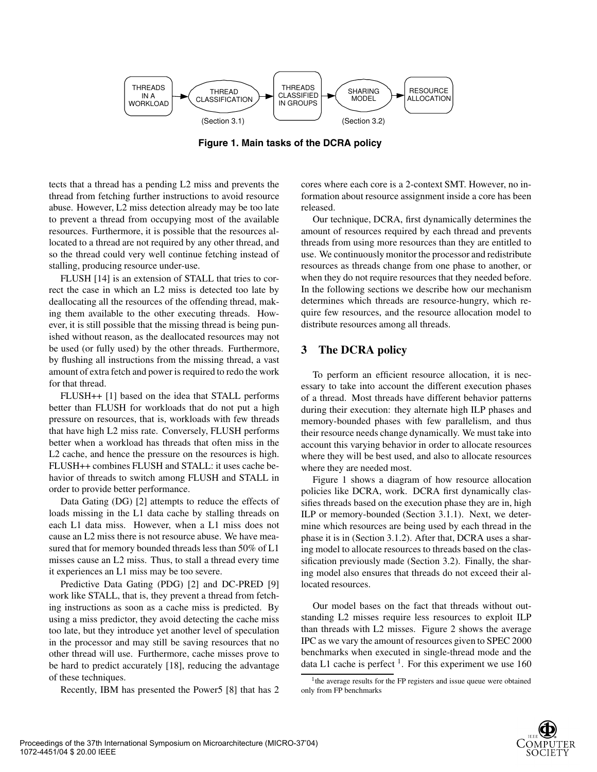**Figure 1. Main tasks of the DCRA policy**

tects that a thread has a pending L2 miss and prevents the thread from fetching further instructions to avoid resource abuse. However, L2 miss detection already may be too late to prevent a thread from occupying most of the available resources. Furthermore, it is possible that the resources allocated to a thread are not required by any other thread, and so the thread could very well continue fetching instead of stalling, producing resource under-use.

FLUSH [14] is an extension of STALL that tries to correct the case in which an L2 miss is detected too late by deallocating all the resources of the offending thread, making them available to the other executing threads. However, it is still possible that the missing thread is being punished without reason, as the deallocated resources may not be used (or fully used) by the other threads. Furthermore, by flushing all instructions from the missing thread, a vast amount of extra fetch and power is required to redo the work for that thread.

FLUSH++ [1] based on the idea that STALL performs better than FLUSH for workloads that do not put a high pressure on resources, that is, workloads with few threads that have high L2 miss rate. Conversely, FLUSH performs better when a workload has threads that often miss in the L2 cache, and hence the pressure on the resources is high. FLUSH++ combines FLUSH and STALL: it uses cache behavior of threads to switch among FLUSH and STALL in order to provide better performance.

Data Gating (DG) [2] attempts to reduce the effects of loads missing in the L1 data cache by stalling threads on each L1 data miss. However, when a L1 miss does not cause an L2 miss there is not resource abuse. We have measured that for memory bounded threads less than 50% of L1 misses cause an L2 miss. Thus, to stall a thread every time it experiences an L1 miss may be too severe.

Predictive Data Gating (PDG) [2] and DC-PRED [9] work like STALL, that is, they prevent a thread from fetching instructions as soon as a cache miss is predicted. By using a miss predictor, they avoid detecting the cache miss too late, but they introduce yet another level of speculation in the processor and may still be saving resources that no other thread will use. Furthermore, cache misses prove to be hard to predict accurately [18], reducing the advantage of these techniques.

Recently, IBM has presented the Power5 [8] that has 2 cores where each core is a 2-context SMT. However, no information about resource assignment inside a core has been released.

Our technique, DCRA, first dynamically determines the amount of resources required by each thread and prevents threads from using more resources than they are entitled to use. We continuously monitor the processor and redistribute resources as threads change from one phase to another, or when they do not require resources that they needed before. In the following sections we describe how our mechanism determines which threads are resource-hungry, which require few resources, and the resource allocation model to distribute resources among all threads.

## 3 The DCRA policy

To perform an efficient resource allocation, it is necessary to take into account the different execution phases of a thread. Most threads have different behavior patterns during their execution: they alternate high ILP phases and memory-bounded phases with few parallelism, and thus their resource needs change dynamically. We must take into account this varying behavior in order to allocate resources where they will be best used, and also to allocate resources where they are needed most.

Figure 1 shows a diagram of how resource allocation policies like DCRA, work. DCRA first dynamically classifies threads based on the execution phase they are in, high ILP or memory-bounded (Section 3.1.1). Next, we determine which resources are being used by each thread in the phase it is in (Section 3.1.2). After that, DCRA uses a sharing model to allocate resources to threads based on the classification previously made (Section 3.2). Finally, the sharing model also ensures that threads do not exceed their allocated resources.

Our model bases on the fact that threads without outstanding L2 misses require less resources to exploit ILP than threads with L2 misses. Figure 2 shows the average IPC as we vary the amount of resources given to SPEC 2000 benchmarks when executed in single-thread mode and the data L1 cache is perfect [1]. For this experiment we use 160

[1] the average results for the FP registers and issue queue were obtained only from FP benchmarks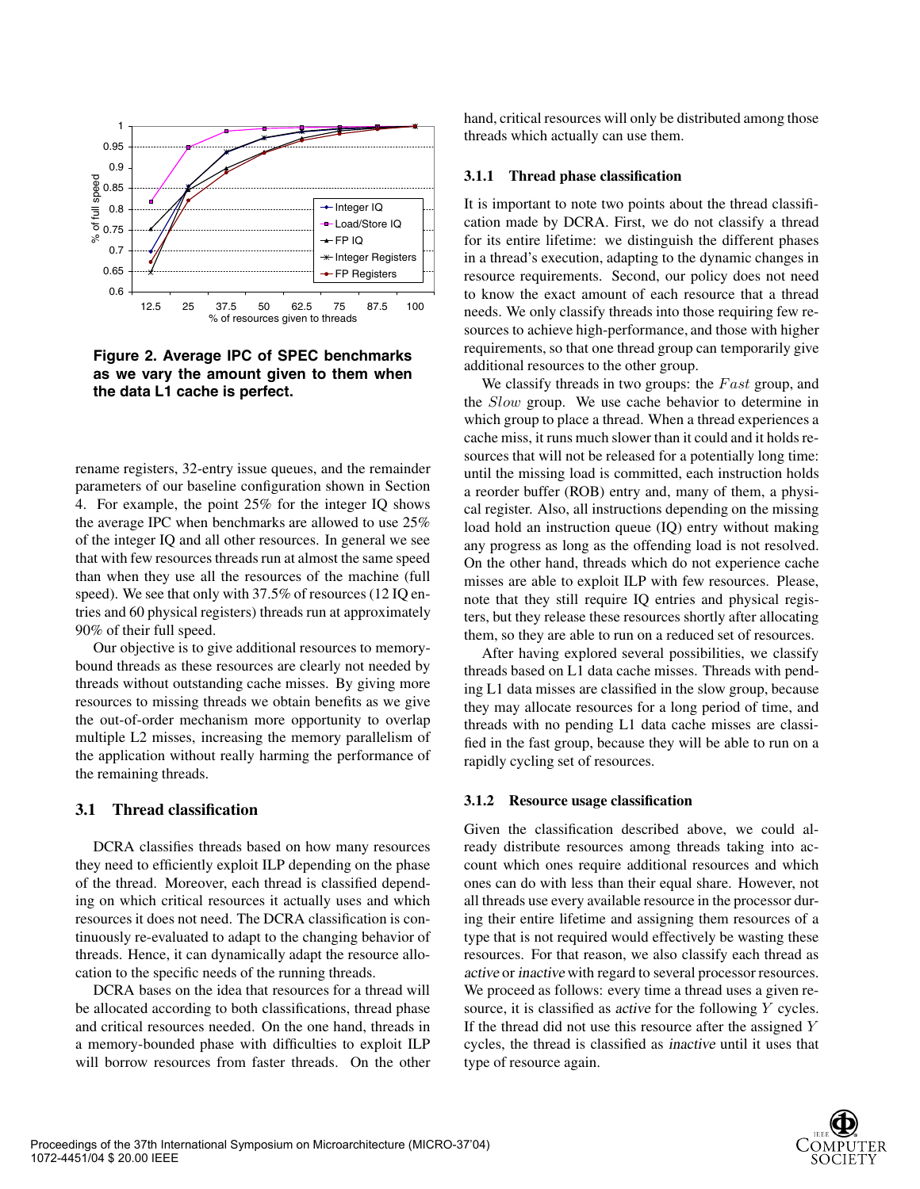1
0.95
0.9
0.85
0.8
0.75
0.7
0.65
0.6

% of full speed

12.5 25 37.5 50 62.5 75 87.5 100

% of resources given to threads

Integer IQ
Load/Store IQ
FP IQ
Integer Registers
FP Registers

**Figure 2. Average IPC of SPEC benchmarks as we vary the amount given to them when the data L1 cache is perfect.**

rename registers, 32-entry issue queues, and the remainder parameters of our baseline configuration shown in Section 4. For example, the point 25% for the integer IQ shows the average IPC when benchmarks are allowed to use 25% of the integer IQ and all other resources. In general we see that with few resources threads run at almost the same speed than when they use all the resources of the machine (full speed). We see that only with 37.5% of resources (12 IQ entries and 60 physical registers) threads run at approximately 90% of their full speed.

Our objective is to give additional resources to memory-bound threads as these resources are clearly not needed by threads without outstanding cache misses. By giving more resources to missing threads we obtain benefits as we give the out-of-order mechanism more opportunity to overlap multiple L2 misses, increasing the memory parallelism of the application without really harming the performance of the remaining threads.

## 3.1 Thread classification

DCRA classifies threads based on how many resources they need to efficiently exploit ILP depending on the phase of the thread. Moreover, each thread is classified depending on which critical resources it actually uses and which resources it does not need. The DCRA classification is continuously re-evaluated to adapt to the changing behavior of threads. Hence, it can dynamically adapt the resource allocation to the specific needs of the running threads.

DCRA bases on the idea that resources for a thread will be allocated according to both classifications, thread phase and critical resources needed. On the one hand, threads in a memory-bounded phase with difficulties to exploit ILP will borrow resources from faster threads. On the other hand, critical resources will only be distributed among those threads which actually can use them.

### 3.1.1 Thread phase classification

It is important to note two points about the thread classification made by DCRA. First, we do not classify a thread for its entire lifetime: we distinguish the different phases in a thread's execution, adapting to the dynamic changes in resource requirements. Second, our policy does not need to know the exact amount of each resource that a thread needs. We only classify threads into those requiring few resources to achieve high-performance, and those with higher requirements, so that one thread group can temporarily give additional resources to the other group.

We classify threads in two groups: the $Fast$ group, and the $Slow$ group. We use cache behavior to determine in which group to place a thread. When a thread experiences a cache miss, it runs much slower than it could and it holds resources that will not be released for a potentially long time: until the missing load is committed, each instruction holds a reorder buffer (ROB) entry and, many of them, a physical register. Also, all instructions depending on the missing load hold an instruction queue (IQ) entry without making any progress as long as the offending load is not resolved. On the other hand, threads which do not experience cache misses are able to exploit ILP with few resources. Please, note that they still require IQ entries and physical registers, but they release these resources shortly after allocating them, so they are able to run on a reduced set of resources.

After having explored several possibilities, we classify threads based on L1 data cache misses. Threads with pending L1 data misses are classified in the slow group, because they may allocate resources for a long period of time, and threads with no pending L1 data cache misses are classified in the fast group, because they will be able to run on a rapidly cycling set of resources.

### 3.1.2 Resource usage classification

Given the classification described above, we could already distribute resources among threads taking into account which ones require additional resources and which ones can do with less than their equal share. However, not all threads use every available resource in the processor during their entire lifetime and assigning them resources of a type that is not required would effectively be wasting these resources. For that reason, we also classify each thread as *active* or *inactive* with regard to several processor resources. We proceed as follows: every time a thread uses a given resource, it is classified as *active* for the following $Y$ cycles. If the thread did not use this resource after the assigned $Y$ cycles, the thread is classified as *inactive* until it uses that type of resource again.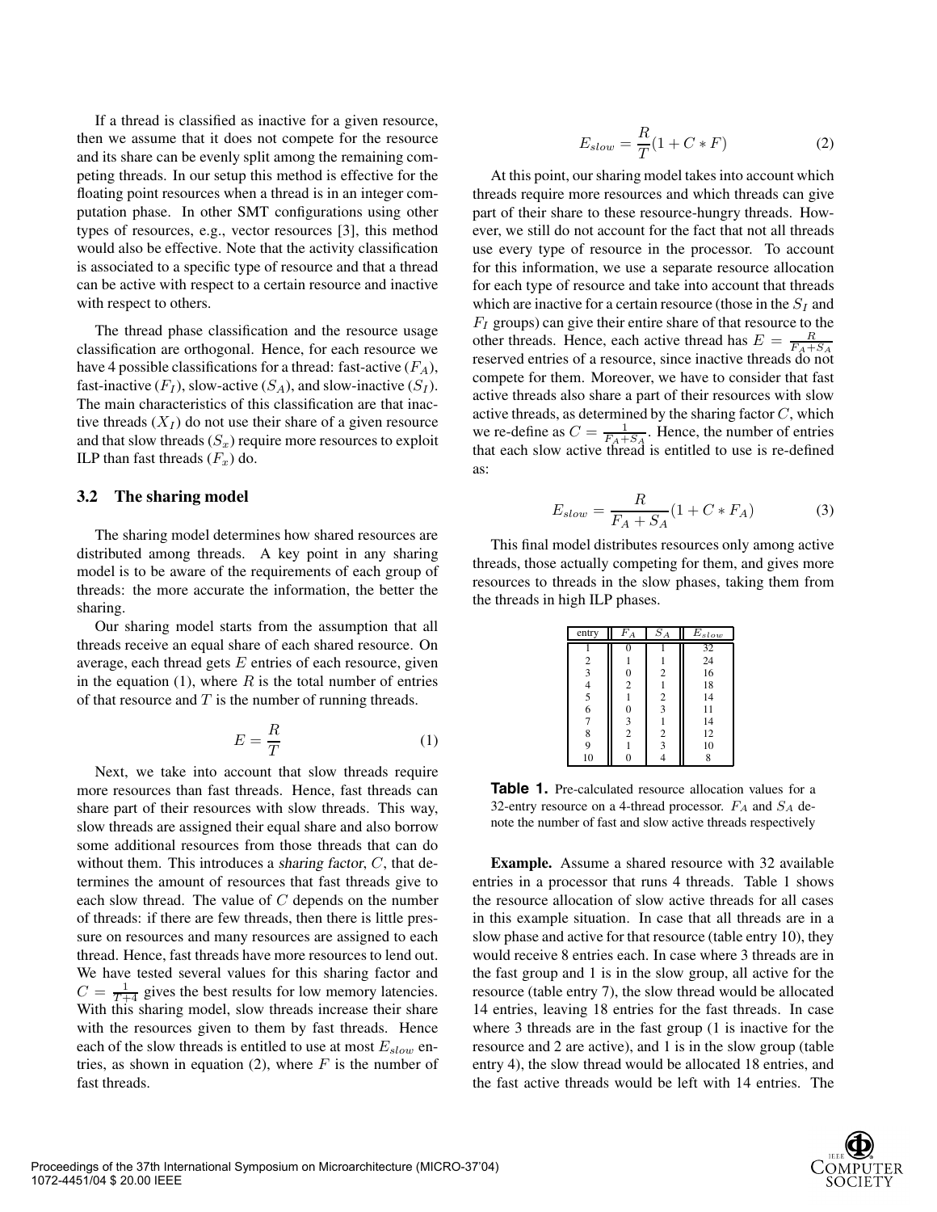If a thread is classified as inactive for a given resource, then we assume that it does not compete for the resource and its share can be evenly split among the remaining competing threads. In our setup this method is effective for the floating point resources when a thread is in an integer computation phase. In other SMT configurations using other types of resources, e.g., vector resources [3], this method would also be effective. Note that the activity classification is associated to a specific type of resource and that a thread can be active with respect to a certain resource and inactive with respect to others.

The thread phase classification and the resource usage classification are orthogonal. Hence, for each resource we have 4 possible classifications for a thread: fast-active ($F_A$), fast-inactive ($F_I$), slow-active ($S_A$), and slow-inactive ($S_I$). The main characteristics of this classification are that inactive threads ($X_I$) do not use their share of a given resource and that slow threads ($S_x$) require more resources to exploit ILP than fast threads ($F_x$) do.

### 3.2 The sharing model

The sharing model determines how shared resources are distributed among threads. A key point in any sharing model is to be aware of the requirements of each group of threads: the more accurate the information, the better the sharing.

Our sharing model starts from the assumption that all threads receive an equal share of each shared resource. On average, each thread gets $E$ entries of each resource, given in the equation (1), where $R$ is the total number of entries of that resource and $T$ is the number of running threads.

$$E = \frac{R}{T} \tag{1}$$

Next, we take into account that slow threads require more resources than fast threads. Hence, fast threads can share part of their resources with slow threads. This way, slow threads are assigned their equal share and also borrow some additional resources from those threads that can do without them. This introduces a *sharing factor*, $C$, that determines the amount of resources that fast threads give to each slow thread. The value of $C$ depends on the number of threads: if there are few threads, then there is little pressure on resources and many resources are assigned to each thread. Hence, fast threads have more resources to lend out. We have tested several values for this sharing factor and $C = \frac{1}{T+4}$ gives the best results for low memory latencies. With this sharing model, slow threads increase their share with the resources given to them by fast threads. Hence each of the slow threads is entitled to use at most $E_{slow}$ entries, as shown in equation (2), where $F$ is the number of fast threads.

$$E_{slow} = \frac{R}{T}(1 + C * F) \tag{2}$$

At this point, our sharing model takes into account which threads require more resources and which threads can give part of their share to these resource-hungry threads. However, we still do not account for the fact that not all threads use every type of resource in the processor. To account for this information, we use a separate resource allocation for each type of resource and take into account that threads which are inactive for a certain resource (those in the $S_I$ and $F_I$ groups) can give their entire share of that resource to the other threads. Hence, each active thread has $E = \frac{R}{F_A + S_A}$ reserved entries of a resource, since inactive threads do not compete for them. Moreover, we have to consider that fast active threads also share a part of their resources with slow active threads, as determined by the sharing factor $C$, which we re-define as $C = \frac{1}{F_A + S_A}$. Hence, the number of entries that each slow active thread is entitled to use is re-defined as:

$$E_{slow} = \frac{R}{F_A + S_A}(1 + C * F_A) \tag{3}$$

This final model distributes resources only among active threads, those actually competing for them, and gives more resources to threads in the slow phases, taking them from the threads in high ILP phases.

| entry | $F_A$ | $S_A$ | $E_{slow}$ |
|---|---|---|---|
| 1 | 0 | 1 | 32 |
| 2 | 1 | 1 | 24 |
| 3 | 0 | 2 | 16 |
| 4 | 2 | 1 | 18 |
| 5 | 1 | 2 | 14 |
| 6 | 0 | 3 | 11 |
| 7 | 3 | 1 | 14 |
| 8 | 2 | 2 | 12 |
| 9 | 1 | 3 | 10 |
| 10 | 0 | 4 | 8 |

**Table 1.** Pre-calculated resource allocation values for a 32-entry resource on a 4-thread processor. $F_A$ and $S_A$ denote the number of fast and slow active threads respectively

**Example.** Assume a shared resource with 32 available entries in a processor that runs 4 threads. Table 1 shows the resource allocation of slow active threads for all cases in this example situation. In case that all threads are in a slow phase and active for that resource (table entry 10), they would receive 8 entries each. In case where 3 threads are in the fast group and 1 is in the slow group, all active for the resource (table entry 7), the slow thread would be allocated 14 entries, leaving 18 entries for the fast threads. In case where 3 threads are in the fast group (1 is inactive for the resource and 2 are active), and 1 is in the slow group (table entry 4), the slow thread would be allocated 18 entries, and the fast active threads would be left with 14 entries. The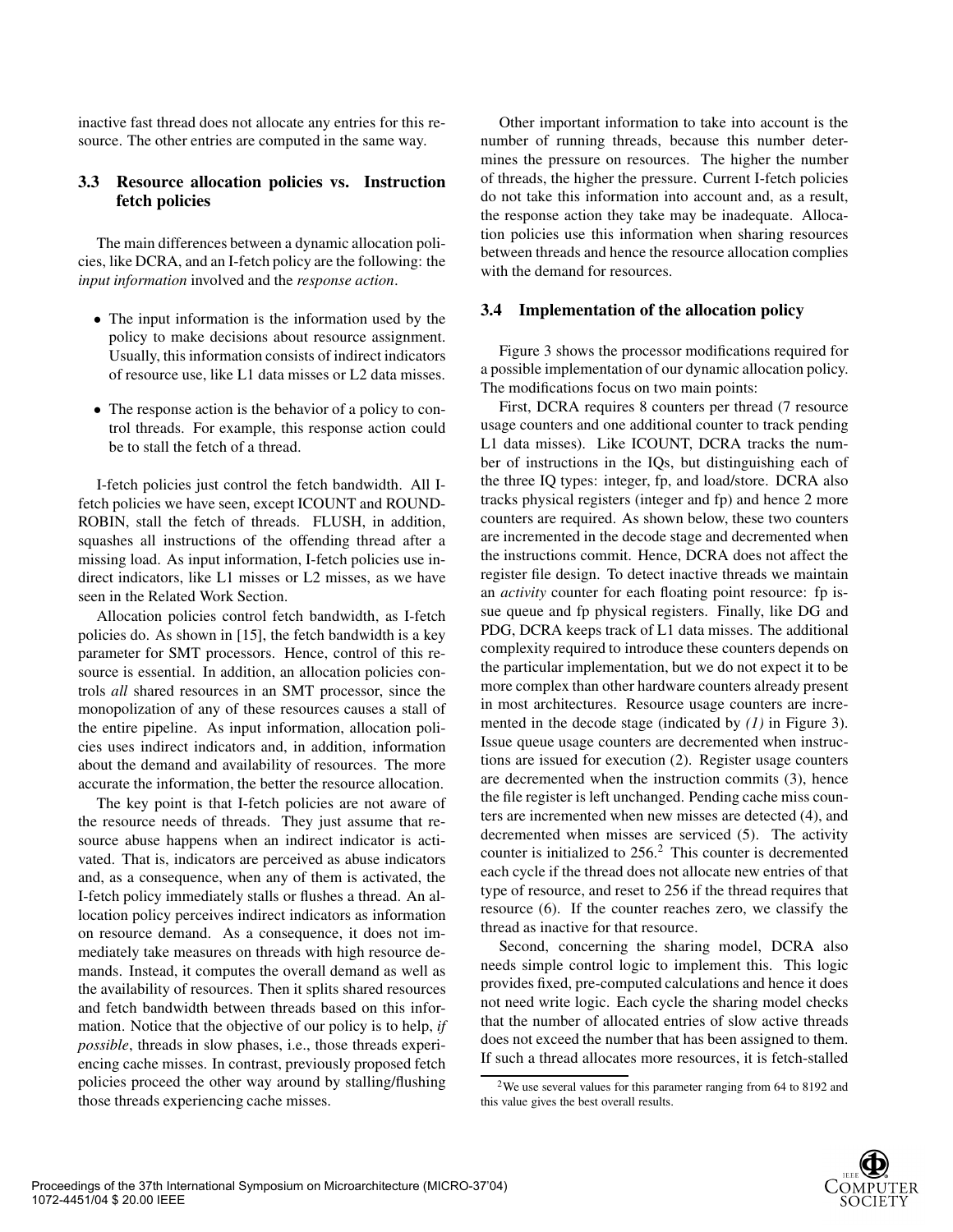inactive fast thread does not allocate any entries for this resource. The other entries are computed in the same way.

### 3.3 Resource allocation policies vs. Instruction fetch policies

The main differences between a dynamic allocation policies, like DCRA, and an I-fetch policy are the following: the *input information* involved and the *response action*.

- The input information is the information used by the policy to make decisions about resource assignment. Usually, this information consists of indirect indicators of resource use, like L1 data misses or L2 data misses.
- The response action is the behavior of a policy to control threads. For example, this response action could be to stall the fetch of a thread.

I-fetch policies just control the fetch bandwidth. All I-fetch policies we have seen, except ICOUNT and ROUND-ROBIN, stall the fetch of threads. FLUSH, in addition, squashes all instructions of the offending thread after a missing load. As input information, I-fetch policies use indirect indicators, like L1 misses or L2 misses, as we have seen in the Related Work Section.

Allocation policies control fetch bandwidth, as I-fetch policies do. As shown in [15], the fetch bandwidth is a key parameter for SMT processors. Hence, control of this resource is essential. In addition, an allocation policies controls *all* shared resources in an SMT processor, since the monopolization of any of these resources causes a stall of the entire pipeline. As input information, allocation policies uses indirect indicators and, in addition, information about the demand and availability of resources. The more accurate the information, the better the resource allocation.

The key point is that I-fetch policies are not aware of the resource needs of threads. They just assume that resource abuse happens when an indirect indicator is activated. That is, indicators are perceived as abuse indicators and, as a consequence, when any of them is activated, the I-fetch policy immediately stalls or flushes a thread. An allocation policy perceives indirect indicators as information on resource demand. As a consequence, it does not immediately take measures on threads with high resource demands. Instead, it computes the overall demand as well as the availability of resources. Then it splits shared resources and fetch bandwidth between threads based on this information. Notice that the objective of our policy is to help, *if possible*, threads in slow phases, i.e., those threads experiencing cache misses. In contrast, previously proposed fetch policies proceed the other way around by stalling/flushing those threads experiencing cache misses.

Other important information to take into account is the number of running threads, because this number determines the pressure on resources. The higher the number of threads, the higher the pressure. Current I-fetch policies do not take this information into account and, as a result, the response action they take may be inadequate. Allocation policies use this information when sharing resources between threads and hence the resource allocation complies with the demand for resources.

### 3.4 Implementation of the allocation policy

Figure 3 shows the processor modifications required for a possible implementation of our dynamic allocation policy. The modifications focus on two main points:

First, DCRA requires 8 counters per thread (7 resource usage counters and one additional counter to track pending L1 data misses). Like ICOUNT, DCRA tracks the number of instructions in the IQs, but distinguishing each of the three IQ types: integer, fp, and load/store. DCRA also tracks physical registers (integer and fp) and hence 2 more counters are required. As shown below, these two counters are incremented in the decode stage and decremented when the instructions commit. Hence, DCRA does not affect the register file design. To detect inactive threads we maintain an *activity* counter for each floating point resource: fp issue queue and fp physical registers. Finally, like DG and PDG, DCRA keeps track of L1 data misses. The additional complexity required to introduce these counters depends on the particular implementation, but we do not expect it to be more complex than other hardware counters already present in most architectures. Resource usage counters are incremented in the decode stage (indicated by *(1)* in Figure 3). Issue queue usage counters are decremented when instructions are issued for execution (2). Register usage counters are decremented when the instruction commits (3), hence the file register is left unchanged. Pending cache miss counters are incremented when new misses are detected (4), and decremented when misses are serviced (5). The activity counter is initialized to 256.[2] This counter is decremented each cycle if the thread does not allocate new entries of that type of resource, and reset to 256 if the thread requires that resource (6). If the counter reaches zero, we classify the thread as inactive for that resource.

Second, concerning the sharing model, DCRA also needs simple control logic to implement this. This logic provides fixed, pre-computed calculations and hence it does not need write logic. Each cycle the sharing model checks that the number of allocated entries of slow active threads does not exceed the number that has been assigned to them. If such a thread allocates more resources, it is fetch-stalled

[2] We use several values for this parameter ranging from 64 to 8192 and this value gives the best overall results.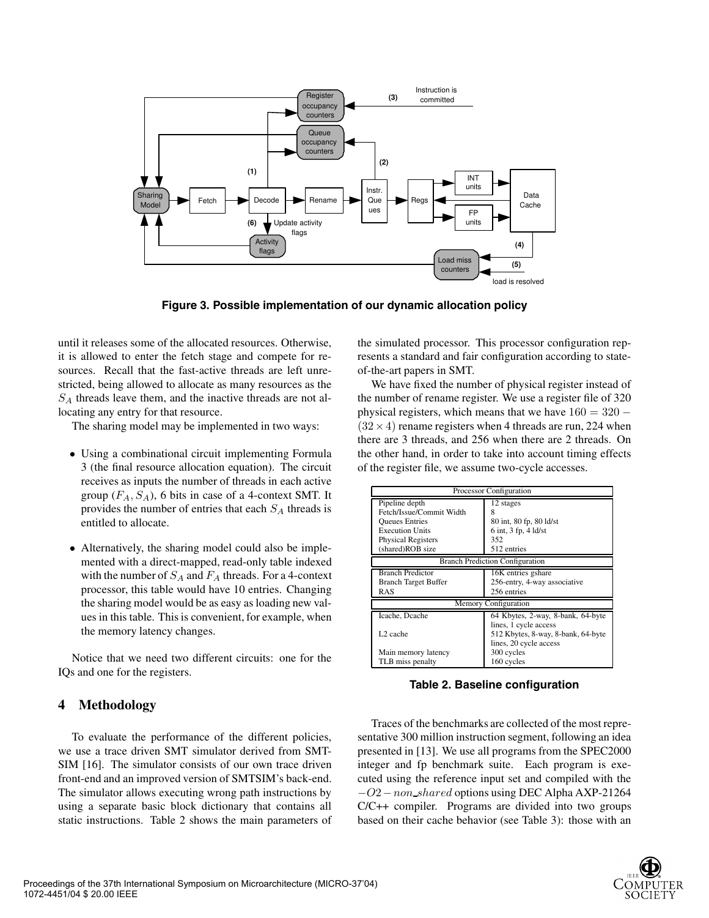Figure 3. Possible implementation of our dynamic allocation policy

until it releases some of the allocated resources. Otherwise, it is allowed to enter the fetch stage and compete for resources. Recall that the fast-active threads are left unrestricted, being allowed to allocate as many resources as the $S_A$ threads leave them, and the inactive threads are not allocating any entry for that resource.

The sharing model may be implemented in two ways:

- Using a combinational circuit implementing Formula 3 (the final resource allocation equation). The circuit receives as inputs the number of threads in each active group ($F_A, S_A$), 6 bits in case of a 4-context SMT. It provides the number of entries that each $S_A$ threads is entitled to allocate.
- Alternatively, the sharing model could also be implemented with a direct-mapped, read-only table indexed with the number of $S_A$ and $F_A$ threads. For a 4-context processor, this table would have 10 entries. Changing the sharing model would be as easy as loading new values in this table. This is convenient, for example, when the memory latency changes.

Notice that we need two different circuits: one for the IQs and one for the registers.

## 4 Methodology

To evaluate the performance of the different policies, we use a trace driven SMT simulator derived from SMT-SIM [16]. The simulator consists of our own trace driven front-end and an improved version of SMTSIM's back-end. The simulator allows executing wrong path instructions by using a separate basic block dictionary that contains all static instructions. Table 2 shows the main parameters of the simulated processor. This processor configuration represents a standard and fair configuration according to state-of-the-art papers in SMT.

We have fixed the number of physical register instead of the number of rename register. We use a register file of 320 physical registers, which means that we have $160 = 320 - (32 \times 4)$ rename registers when 4 threads are run, 224 when there are 3 threads, and 256 when there are 2 threads. On the other hand, in order to take into account timing effects of the register file, we assume two-cycle accesses.

| Processor Configuration | |
|---|---|
| Pipeline depth | 12 stages |
| Fetch/Issue/Commit Width | 8 |
| Queues Entries | 80 int, 80 fp, 80 ld/st |
| Execution Units | 6 int, 3 fp, 4 ld/st |
| Physical Registers | 352 |
| (shared)ROB size | 512 entries |
| **Branch Prediction Configuration** | |
| Branch Predictor | 16K entries gshare |
| Branch Target Buffer | 256-entry, 4-way associative |
| RAS | 256 entries |
| **Memory Configuration** | |
| Icache, Dcache | 64 Kbytes, 2-way, 8-bank, 64-byte lines, 1 cycle access |
| L2 cache | 512 Kbytes, 8-way, 8-bank, 64-byte lines, 20 cycle access |
| Main memory latency | 300 cycles |
| TLB miss penalty | 160 cycles |

**Table 2. Baseline configuration**

Traces of the benchmarks are collected of the most representative 300 million instruction segment, following an idea presented in [13]. We use all programs from the SPEC2000 integer and fp benchmark suite. Each program is executed using the reference input set and compiled with the $-O2-non\_shared$ options using DEC Alpha AXP-21264 C/C++ compiler. Programs are divided into two groups based on their cache behavior (see Table 3): those with an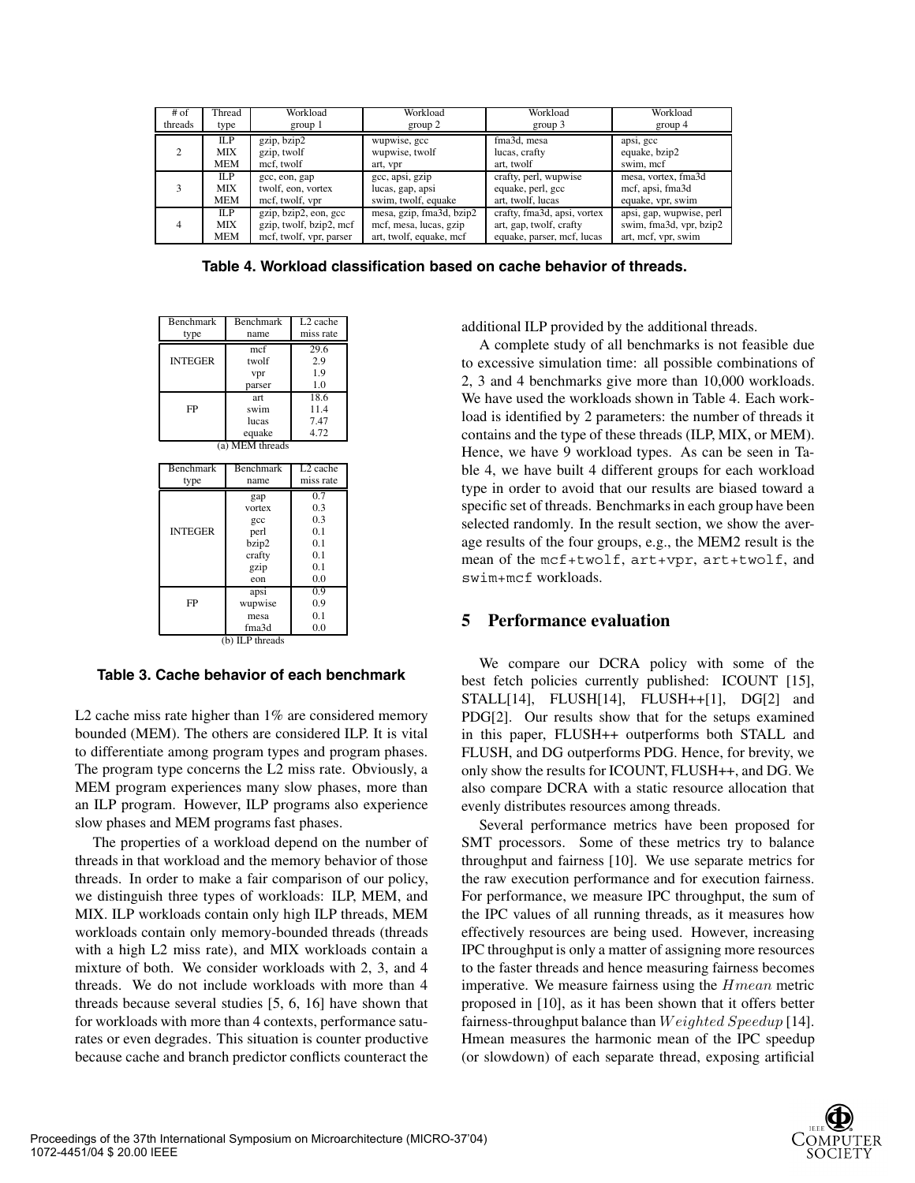| # of threads | Thread type | Workload group 1 | Workload group 2 | Workload group 3 | Workload group 4 |
|---|---|---|---|---|---|
| 2 | ILP | gzip, bzip2 | wupwise, gcc | fma3d, mesa | apsi, gcc |
| | MIX | gzip, twolf | wupwise, twolf | lucas, crafty | equake, bzip2 |
| | MEM | mcf, twolf | art, vpr | art, twolf | swim, mcf |
| 3 | ILP | gcc, eon, gap | gcc, apsi, gzip | crafty, perl, wupwise | mesa, vortex, fma3d |
| | MIX | twolf, eon, vortex | lucas, gap, apsi | equake, perl, gcc | mcf, apsi, fma3d |
| | MEM | mcf, twolf, vpr | swim, twolf, equake | art, twolf, lucas | equake, vpr, swim |
| 4 | ILP | gzip, bzip2, eon, gcc | mesa, gzip, fma3d, bzip2 | crafty, fma3d, apsi, vortex | apsi, gap, wupwise, perl |
| | MIX | gzip, twolf, bzip2, mcf | mcf, mesa, lucas, gzip | art, gap, twolf, crafty | swim, fma3d, vpr, bzip2 |
| | MEM | mcf, twolf, vpr, parser | art, twolf, equake, mcf | equake, parser, mcf, lucas | art, mcf, vpr, swim |

**Table 4. Workload classification based on cache behavior of threads.**

| Benchmark type | Benchmark name | L2 cache miss rate |
|---|---|---|
| INTEGER | mcf | 29.6 |
| | twolf | 2.9 |
| | vpr | 1.9 |
| | parser | 1.0 |
| FP | art | 18.6 |
| | swim | 11.4 |
| | lucas | 7.47 |
| | equake | 4.72 |

(a) MEM threads

| Benchmark type | Benchmark name | L2 cache miss rate |
|---|---|---|
| INTEGER | gap | 0.7 |
| | vortex | 0.3 |
| | gcc | 0.3 |
| | perl | 0.1 |
| | bzip2 | 0.1 |
| | crafty | 0.1 |
| | gzip | 0.1 |
| | eon | 0.0 |
| FP | apsi | 0.9 |
| | wupwise | 0.9 |
| | mesa | 0.1 |
| | fma3d | 0.0 |

(b) ILP threads

**Table 3. Cache behavior of each benchmark**

L2 cache miss rate higher than 1% are considered memory bounded (MEM). The others are considered ILP. It is vital to differentiate among program types and program phases. The program type concerns the L2 miss rate. Obviously, a MEM program experiences many slow phases, more than an ILP program. However, ILP programs also experience slow phases and MEM programs fast phases.

The properties of a workload depend on the number of threads in that workload and the memory behavior of those threads. In order to make a fair comparison of our policy, we distinguish three types of workloads: ILP, MEM, and MIX. ILP workloads contain only high ILP threads, MEM workloads contain only memory-bounded threads (threads with a high L2 miss rate), and MIX workloads contain a mixture of both. We consider workloads with 2, 3, and 4 threads. We do not include workloads with more than 4 threads because several studies [5, 6, 16] have shown that for workloads with more than 4 contexts, performance saturates or even degrades. This situation is counter productive because cache and branch predictor conflicts counteract the additional ILP provided by the additional threads.

A complete study of all benchmarks is not feasible due to excessive simulation time: all possible combinations of 2, 3 and 4 benchmarks give more than 10,000 workloads. We have used the workloads shown in Table 4. Each workload is identified by 2 parameters: the number of threads it contains and the type of these threads (ILP, MIX, or MEM). Hence, we have 9 workload types. As can be seen in Table 4, we have built 4 different groups for each workload type in order to avoid that our results are biased toward a specific set of threads. Benchmarks in each group have been selected randomly. In the result section, we show the average results of the four groups, e.g., the MEM2 result is the mean of the `mcf+twolf`, `art+vpr`, `art+twolf`, and `swim+mcf` workloads.

## 5 Performance evaluation

We compare our DCRA policy with some of the best fetch policies currently published: ICOUNT [15], STALL[14], FLUSH[14], FLUSH++[1], DG[2] and PDG[2]. Our results show that for the setups examined in this paper, FLUSH++ outperforms both STALL and FLUSH, and DG outperforms PDG. Hence, for brevity, we only show the results for ICOUNT, FLUSH++, and DG. We also compare DCRA with a static resource allocation that evenly distributes resources among threads.

Several performance metrics have been proposed for SMT processors. Some of these metrics try to balance throughput and fairness [10]. We use separate metrics for the raw execution performance and for execution fairness. For performance, we measure IPC throughput, the sum of the IPC values of all running threads, as it measures how effectively resources are being used. However, increasing IPC throughput is only a matter of assigning more resources to the faster threads and hence measuring fairness becomes imperative. We measure fairness using the $Hmean$ metric proposed in [10], as it has been shown that it offers better fairness-throughput balance than $Weighted\ Speedup$ [14]. Hmean measures the harmonic mean of the IPC speedup (or slowdown) of each separate thread, exposing artificial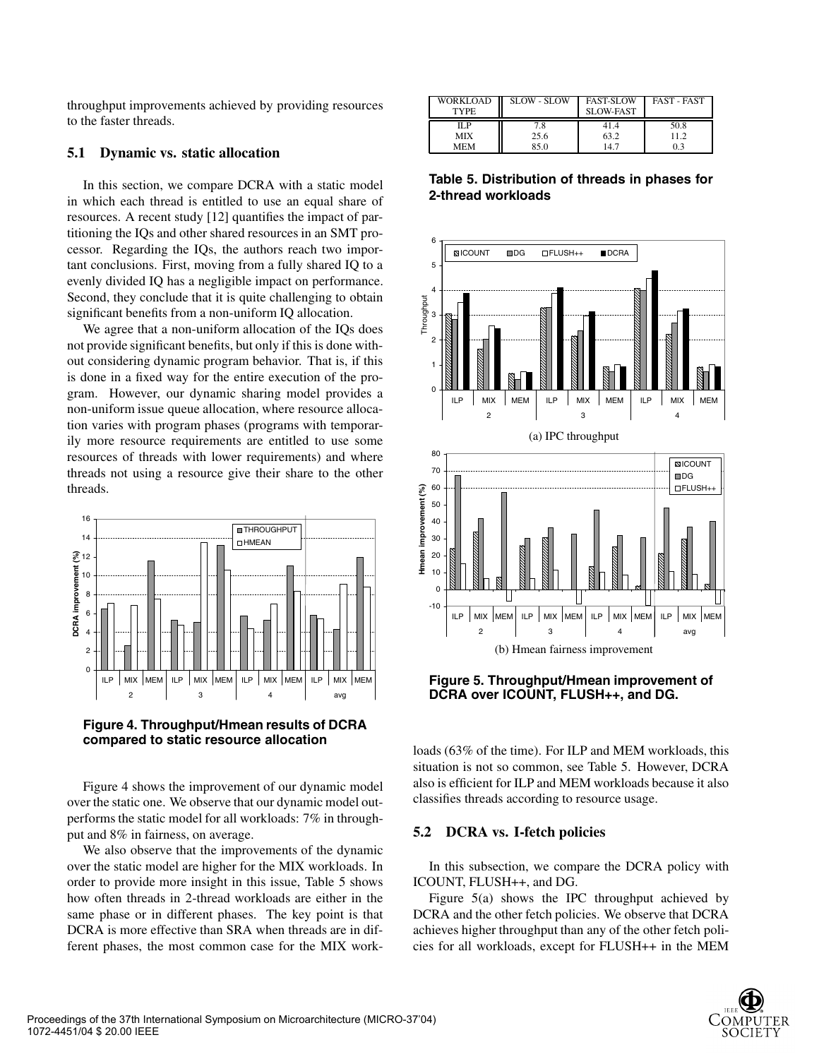throughput improvements achieved by providing resources to the faster threads.

### 5.1 Dynamic vs. static allocation

In this section, we compare DCRA with a static model in which each thread is entitled to use an equal share of resources. A recent study [12] quantifies the impact of partitioning the IQs and other shared resources in an SMT processor. Regarding the IQs, the authors reach two important conclusions. First, moving from a fully shared IQ to a evenly divided IQ has a negligible impact on performance. Second, they conclude that it is quite challenging to obtain significant benefits from a non-uniform IQ allocation.

We agree that a non-uniform allocation of the IQs does not provide significant benefits, but only if this is done without considering dynamic program behavior. That is, if this is done in a fixed way for the entire execution of the program. However, our dynamic sharing model provides a non-uniform issue queue allocation, where resource allocation varies with program phases (programs with temporarily more resource requirements are entitled to use some resources of threads with lower requirements) and where threads not using a resource give their share to the other threads.

**Figure 4. Throughput/Hmean results of DCRA compared to static resource allocation**

Figure 4 shows the improvement of our dynamic model over the static one. We observe that our dynamic model outperforms the static model for all workloads: 7% in throughput and 8% in fairness, on average.

We also observe that the improvements of the dynamic over the static model are higher for the MIX workloads. In order to provide more insight in this issue, Table 5 shows how often threads in 2-thread workloads are either in the same phase or in different phases. The key point is that DCRA is more effective than SRA when threads are in different phases, the most common case for the MIX workloads (63% of the time). For ILP and MEM workloads, this situation is not so common, see Table 5. However, DCRA also is efficient for ILP and MEM workloads because it also classifies threads according to resource usage.

| WORKLOAD TYPE | SLOW - SLOW | FAST-SLOW SLOW-FAST | FAST - FAST |
|---|---|---|---|
| ILP | 7.8 | 41.4 | 50.8 |
| MIX | 25.6 | 63.2 | 11.2 |
| MEM | 85.0 | 14.7 | 0.3 |

**Table 5. Distribution of threads in phases for 2-thread workloads**

(a) IPC throughput

(b) Hmean fairness improvement

**Figure 5. Throughput/Hmean improvement of DCRA over ICOUNT, FLUSH++, and DG.**

### 5.2 DCRA vs. I-fetch policies

In this subsection, we compare the DCRA policy with ICOUNT, FLUSH++, and DG.

Figure 5(a) shows the IPC throughput achieved by DCRA and the other fetch policies. We observe that DCRA achieves higher throughput than any of the other fetch policies for all workloads, except for FLUSH++ in the MEM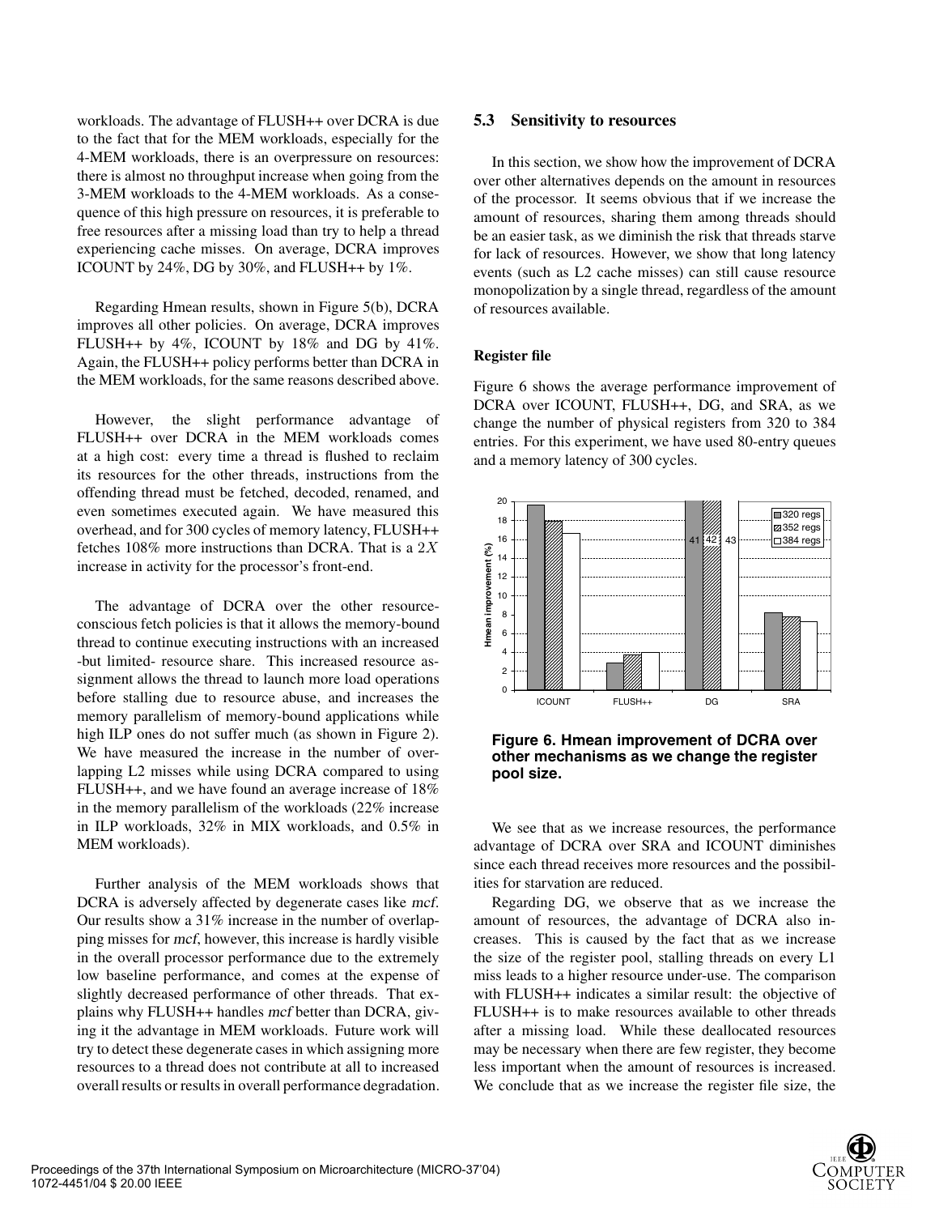workloads. The advantage of FLUSH++ over DCRA is due to the fact that for the MEM workloads, especially for the 4-MEM workloads, there is an overpressure on resources: there is almost no throughput increase when going from the 3-MEM workloads to the 4-MEM workloads. As a consequence of this high pressure on resources, it is preferable to free resources after a missing load than try to help a thread experiencing cache misses. On average, DCRA improves ICOUNT by 24%, DG by 30%, and FLUSH++ by 1%.

Regarding Hmean results, shown in Figure 5(b), DCRA improves all other policies. On average, DCRA improves FLUSH++ by 4%, ICOUNT by 18% and DG by 41%. Again, the FLUSH++ policy performs better than DCRA in the MEM workloads, for the same reasons described above.

However, the slight performance advantage of FLUSH++ over DCRA in the MEM workloads comes at a high cost: every time a thread is flushed to reclaim its resources for the other threads, instructions from the offending thread must be fetched, decoded, renamed, and even sometimes executed again. We have measured this overhead, and for 300 cycles of memory latency, FLUSH++ fetches 108% more instructions than DCRA. That is a $2X$ increase in activity for the processor's front-end.

The advantage of DCRA over the other resource-conscious fetch policies is that it allows the memory-bound thread to continue executing instructions with an increased -but limited- resource share. This increased resource assignment allows the thread to launch more load operations before stalling due to resource abuse, and increases the memory parallelism of memory-bound applications while high ILP ones do not suffer much (as shown in Figure 2). We have measured the increase in the number of overlapping L2 misses while using DCRA compared to using FLUSH++, and we have found an average increase of 18% in the memory parallelism of the workloads (22% increase in ILP workloads, 32% in MIX workloads, and 0.5% in MEM workloads).

Further analysis of the MEM workloads shows that DCRA is adversely affected by degenerate cases like *mcf*. Our results show a 31% increase in the number of overlapping misses for *mcf*, however, this increase is hardly visible in the overall processor performance due to the extremely low baseline performance, and comes at the expense of slightly decreased performance of other threads. That explains why FLUSH++ handles *mcf* better than DCRA, giving it the advantage in MEM workloads. Future work will try to detect these degenerate cases in which assigning more resources to a thread does not contribute at all to increased overall results or results in overall performance degradation.

### 5.3 Sensitivity to resources

In this section, we show how the improvement of DCRA over other alternatives depends on the amount in resources of the processor. It seems obvious that if we increase the amount of resources, sharing them among threads should be an easier task, as we diminish the risk that threads starve for lack of resources. However, we show that long latency events (such as L2 cache misses) can still cause resource monopolization by a single thread, regardless of the amount of resources available.

#### Register file

Figure 6 shows the average performance improvement of DCRA over ICOUNT, FLUSH++, DG, and SRA, as we change the number of physical registers from 320 to 384 entries. For this experiment, we have used 80-entry queues and a memory latency of 300 cycles.

**Figure 6. Hmean improvement of DCRA over other mechanisms as we change the register pool size.**

We see that as we increase resources, the performance advantage of DCRA over SRA and ICOUNT diminishes since each thread receives more resources and the possibilities for starvation are reduced.

Regarding DG, we observe that as we increase the amount of resources, the advantage of DCRA also increases. This is caused by the fact that as we increase the size of the register pool, stalling threads on every L1 miss leads to a higher resource under-use. The comparison with FLUSH++ indicates a similar result: the objective of FLUSH++ is to make resources available to other threads after a missing load. While these deallocated resources may be necessary when there are few register, they become less important when the amount of resources is increased. We conclude that as we increase the register file size, the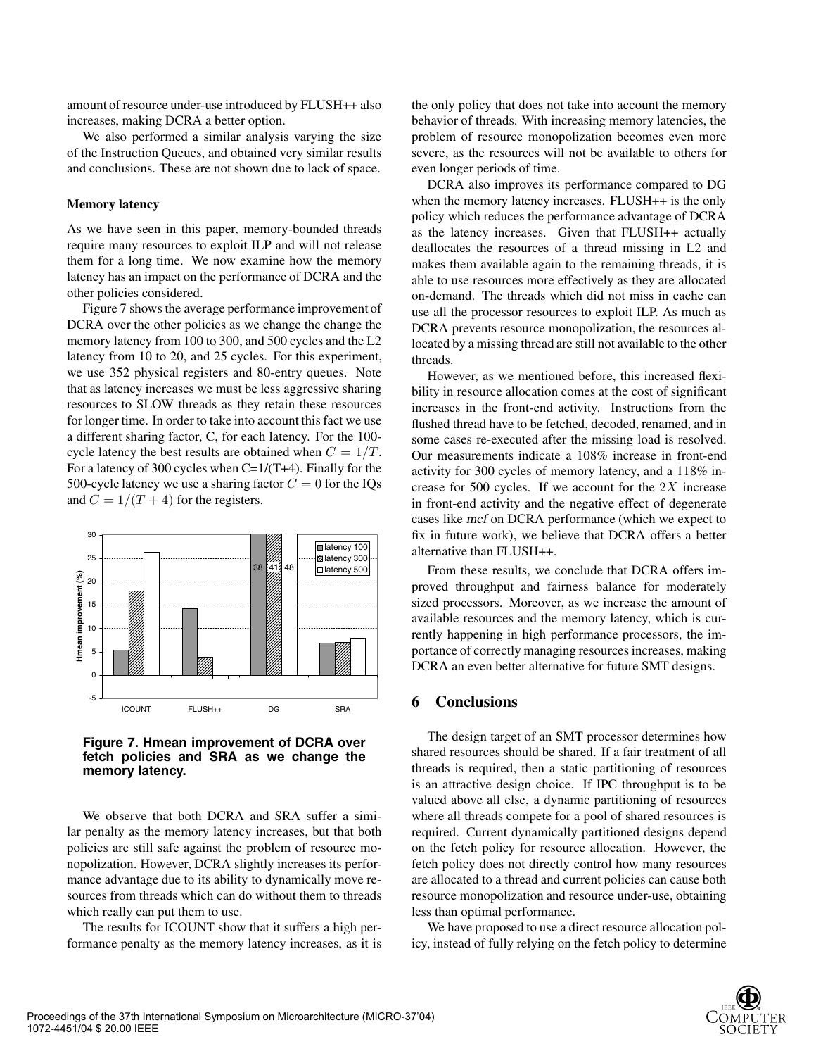amount of resource under-use introduced by FLUSH++ also increases, making DCRA a better option.

We also performed a similar analysis varying the size of the Instruction Queues, and obtained very similar results and conclusions. These are not shown due to lack of space.

**Memory latency**

As we have seen in this paper, memory-bounded threads require many resources to exploit ILP and will not release them for a long time. We now examine how the memory latency has an impact on the performance of DCRA and the other policies considered.

Figure 7 shows the average performance improvement of DCRA over the other policies as we change the change the memory latency from 100 to 300, and 500 cycles and the L2 latency from 10 to 20, and 25 cycles. For this experiment, we use 352 physical registers and 80-entry queues. Note that as latency increases we must be less aggressive sharing resources to SLOW threads as they retain these resources for longer time. In order to take into account this fact we use a different sharing factor, C, for each latency. For the 100-cycle latency the best results are obtained when $C = 1/T$. For a latency of 300 cycles when C=1/(T+4). Finally for the 500-cycle latency we use a sharing factor $C = 0$ for the IQs and $C = 1/(T + 4)$ for the registers.

Hmean improvement (%)
30
25
20
15
10
5
0
-5
ICOUNT FLUSH++ DG SRA
38 41 48
latency 100
latency 300
latency 500

**Figure 7. Hmean improvement of DCRA over fetch policies and SRA as we change the memory latency.**

We observe that both DCRA and SRA suffer a similar penalty as the memory latency increases, but that both policies are still safe against the problem of resource monopolization. However, DCRA slightly increases its performance advantage due to its ability to dynamically move resources from threads which can do without them to threads which really can put them to use.

The results for ICOUNT show that it suffers a high performance penalty as the memory latency increases, as it is the only policy that does not take into account the memory behavior of threads. With increasing memory latencies, the problem of resource monopolization becomes even more severe, as the resources will not be available to others for even longer periods of time.

DCRA also improves its performance compared to DG when the memory latency increases. FLUSH++ is the only policy which reduces the performance advantage of DCRA as the latency increases. Given that FLUSH++ actually deallocates the resources of a thread missing in L2 and makes them available again to the remaining threads, it is able to use resources more effectively as they are allocated on-demand. The threads which did not miss in cache can use all the processor resources to exploit ILP. As much as DCRA prevents resource monopolization, the resources allocated by a missing thread are still not available to the other threads.

However, as we mentioned before, this increased flexibility in resource allocation comes at the cost of significant increases in the front-end activity. Instructions from the flushed thread have to be fetched, decoded, renamed, and in some cases re-executed after the missing load is resolved. Our measurements indicate a 108% increase in front-end activity for 300 cycles of memory latency, and a 118% increase for 500 cycles. If we account for the $2X$ increase in front-end activity and the negative effect of degenerate cases like *mcf* on DCRA performance (which we expect to fix in future work), we believe that DCRA offers a better alternative than FLUSH++.

From these results, we conclude that DCRA offers improved throughput and fairness balance for moderately sized processors. Moreover, as we increase the amount of available resources and the memory latency, which is currently happening in high performance processors, the importance of correctly managing resources increases, making DCRA an even better alternative for future SMT designs.

## 6 Conclusions

The design target of an SMT processor determines how shared resources should be shared. If a fair treatment of all threads is required, then a static partitioning of resources is an attractive design choice. If IPC throughput is to be valued above all else, a dynamic partitioning of resources where all threads compete for a pool of shared resources is required. Current dynamically partitioned designs depend on the fetch policy for resource allocation. However, the fetch policy does not directly control how many resources are allocated to a thread and current policies can cause both resource monopolization and resource under-use, obtaining less than optimal performance.

We have proposed to use a direct resource allocation policy, instead of fully relying on the fetch policy to determine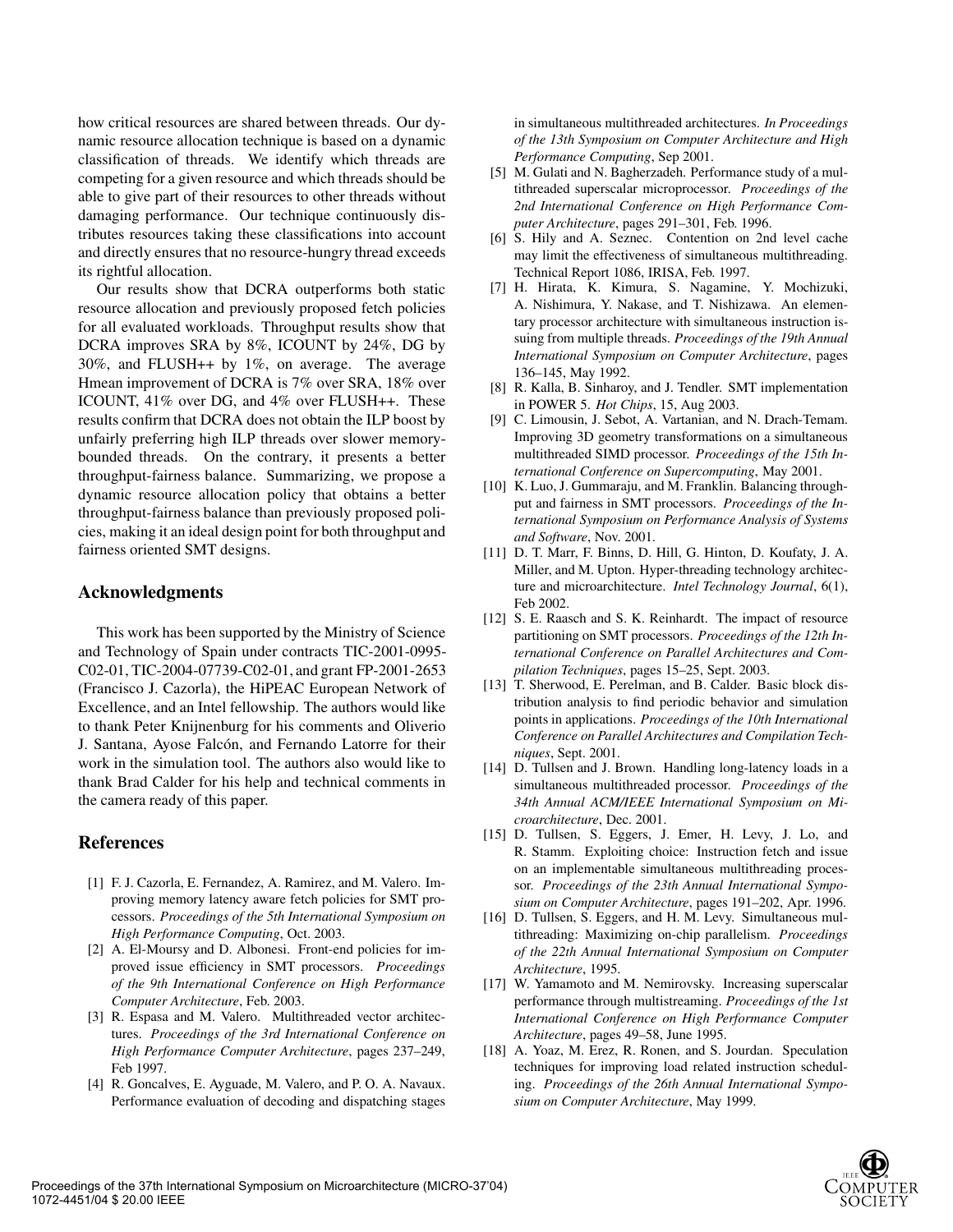how critical resources are shared between threads. Our dynamic resource allocation technique is based on a dynamic classification of threads. We identify which threads are competing for a given resource and which threads should be able to give part of their resources to other threads without damaging performance. Our technique continuously distributes resources taking these classifications into account and directly ensures that no resource-hungry thread exceeds its rightful allocation.

Our results show that DCRA outperforms both static resource allocation and previously proposed fetch policies for all evaluated workloads. Throughput results show that DCRA improves SRA by 8%, ICOUNT by 24%, DG by 30%, and FLUSH++ by 1%, on average. The average Hmean improvement of DCRA is 7% over SRA, 18% over ICOUNT, 41% over DG, and 4% over FLUSH++. These results confirm that DCRA does not obtain the ILP boost by unfairly preferring high ILP threads over slower memory-bounded threads. On the contrary, it presents a better throughput-fairness balance. Summarizing, we propose a dynamic resource allocation policy that obtains a better throughput-fairness balance than previously proposed policies, making it an ideal design point for both throughput and fairness oriented SMT designs.

## Acknowledgments

This work has been supported by the Ministry of Science and Technology of Spain under contracts TIC-2001-0995-C02-01, TIC-2004-07739-C02-01, and grant FP-2001-2653 (Francisco J. Cazorla), the HiPEAC European Network of Excellence, and an Intel fellowship. The authors would like to thank Peter Knijnenburg for his comments and Oliverio J. Santana, Ayose Falcón, and Fernando Latorre for their work in the simulation tool. The authors also would like to thank Brad Calder for his help and technical comments in the camera ready of this paper.

## References

[1] F. J. Cazorla, E. Fernandez, A. Ramirez, and M. Valero. Improving memory latency aware fetch policies for SMT processors. *Proceedings of the 5th International Symposium on High Performance Computing*, Oct. 2003.

[2] A. El-Moursy and D. Albonesi. Front-end policies for improved issue efficiency in SMT processors. *Proceedings of the 9th International Conference on High Performance Computer Architecture*, Feb. 2003.

[3] R. Espasa and M. Valero. Multithreaded vector architectures. *Proceedings of the 3rd International Conference on High Performance Computer Architecture*, pages 237–249, Feb 1997.

[4] R. Goncalves, E. Ayguade, M. Valero, and P. O. A. Navaux. Performance evaluation of decoding and dispatching stages in simultaneous multithreaded architectures. *In Proceedings of the 13th Symposium on Computer Architecture and High Performance Computing*, Sep 2001.

[5] M. Gulati and N. Bagherzadeh. Performance study of a multithreaded superscalar microprocessor. *Proceedings of the 2nd International Conference on High Performance Computer Architecture*, pages 291–301, Feb. 1996.

[6] S. Hily and A. Seznec. Contention on 2nd level cache may limit the effectiveness of simultaneous multithreading. Technical Report 1086, IRISA, Feb. 1997.

[7] H. Hirata, K. Kimura, S. Nagamine, Y. Mochizuki, A. Nishimura, Y. Nakase, and T. Nishizawa. An elementary processor architecture with simultaneous instruction issuing from multiple threads. *Proceedings of the 19th Annual International Symposium on Computer Architecture*, pages 136–145, May 1992.

[8] R. Kalla, B. Sinharoy, and J. Tendler. SMT implementation in POWER 5. *Hot Chips*, 15, Aug 2003.

[9] C. Limousin, J. Sebot, A. Vartanian, and N. Drach-Temam. Improving 3D geometry transformations on a simultaneous multithreaded SIMD processor. *Proceedings of the 15th International Conference on Supercomputing*, May 2001.

[10] K. Luo, J. Gummaraju, and M. Franklin. Balancing throughput and fairness in SMT processors. *Proceedings of the International Symposium on Performance Analysis of Systems and Software*, Nov. 2001.

[11] D. T. Marr, F. Binns, D. Hill, G. Hinton, D. Koufaty, J. A. Miller, and M. Upton. Hyper-threading technology architecture and microarchitecture. *Intel Technology Journal*, 6(1), Feb 2002.

[12] S. E. Raasch and S. K. Reinhardt. The impact of resource partitioning on SMT processors. *Proceedings of the 12th International Conference on Parallel Architectures and Compilation Techniques*, pages 15–25, Sept. 2003.

[13] T. Sherwood, E. Perelman, and B. Calder. Basic block distribution analysis to find periodic behavior and simulation points in applications. *Proceedings of the 10th International Conference on Parallel Architectures and Compilation Techniques*, Sept. 2001.

[14] D. Tullsen and J. Brown. Handling long-latency loads in a simultaneous multithreaded processor. *Proceedings of the 34th Annual ACM/IEEE International Symposium on Microarchitecture*, Dec. 2001.

[15] D. Tullsen, S. Eggers, J. Emer, H. Levy, J. Lo, and R. Stamm. Exploiting choice: Instruction fetch and issue on an implementable simultaneous multithreading processor. *Proceedings of the 23th Annual International Symposium on Computer Architecture*, pages 191–202, Apr. 1996.

[16] D. Tullsen, S. Eggers, and H. M. Levy. Simultaneous multithreading: Maximizing on-chip parallelism. *Proceedings of the 22th Annual International Symposium on Computer Architecture*, 1995.

[17] W. Yamamoto and M. Nemirovsky. Increasing superscalar performance through multistreaming. *Proceedings of the 1st International Conference on High Performance Computer Architecture*, pages 49–58, June 1995.

[18] A. Yoaz, M. Erez, R. Ronen, and S. Jourdan. Speculation techniques for improving load related instruction scheduling. *Proceedings of the 26th Annual International Symposium on Computer Architecture*, May 1999.